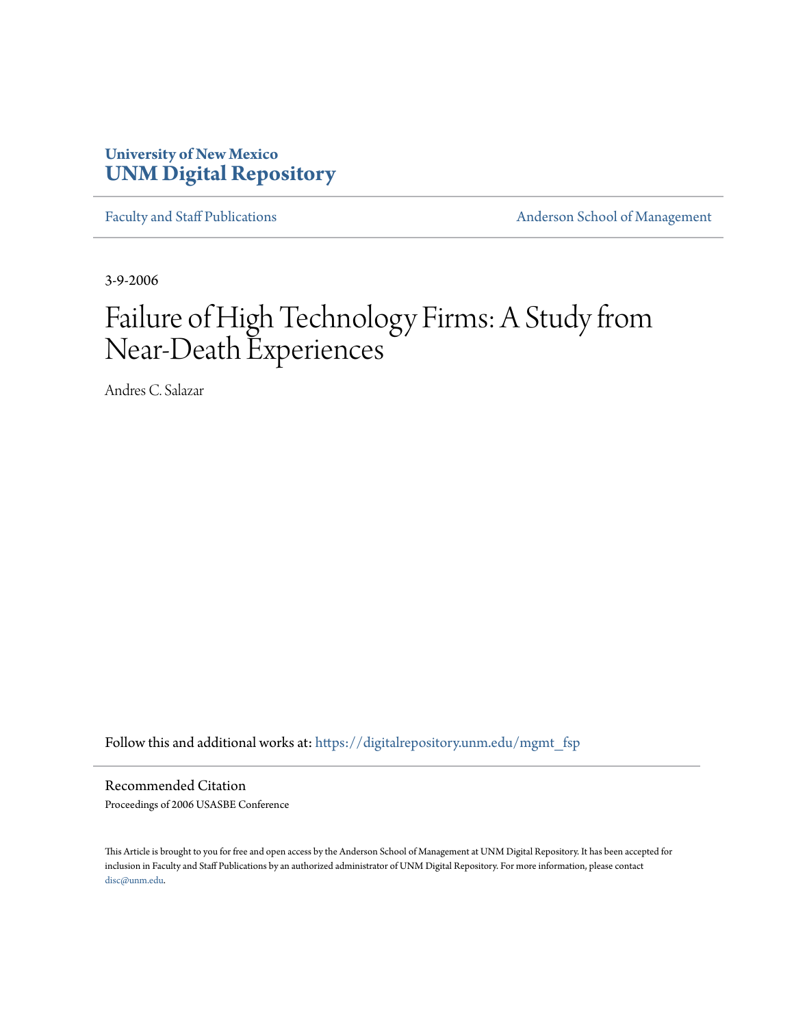University of New Mexico
**UNM Digital Repository**

Faculty and Staff Publications

Anderson School of Management

3-9-2006

# Failure of High Technology Firms: A Study from Near-Death Experiences

Andres C. Salazar

Follow this and additional works at: https://digitalrepository.unm.edu/mgmt_fsp

## Recommended Citation

Proceedings of 2006 USASBE Conference

This Article is brought to you for free and open access by the Anderson School of Management at UNM Digital Repository. It has been accepted for inclusion in Faculty and Staff Publications by an authorized administrator of UNM Digital Repository. For more information, please contact disc@unm.edu.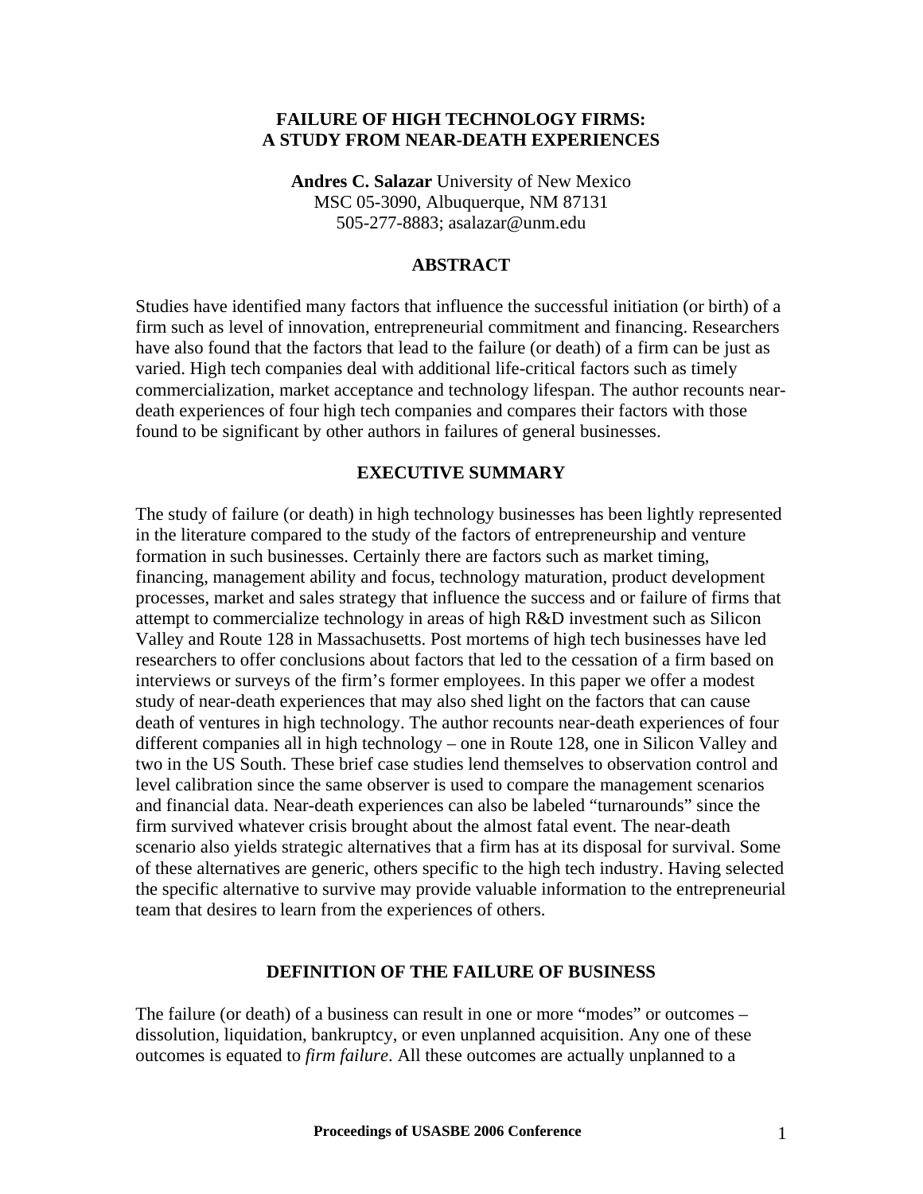# FAILURE OF HIGH TECHNOLOGY FIRMS: A STUDY FROM NEAR-DEATH EXPERIENCES

**Andres C. Salazar** University of New Mexico
MSC 05-3090, Albuquerque, NM 87131
505-277-8883; asalazar@unm.edu

## ABSTRACT

Studies have identified many factors that influence the successful initiation (or birth) of a firm such as level of innovation, entrepreneurial commitment and financing. Researchers have also found that the factors that lead to the failure (or death) of a firm can be just as varied. High tech companies deal with additional life-critical factors such as timely commercialization, market acceptance and technology lifespan. The author recounts near-death experiences of four high tech companies and compares their factors with those found to be significant by other authors in failures of general businesses.

## EXECUTIVE SUMMARY

The study of failure (or death) in high technology businesses has been lightly represented in the literature compared to the study of the factors of entrepreneurship and venture formation in such businesses. Certainly there are factors such as market timing, financing, management ability and focus, technology maturation, product development processes, market and sales strategy that influence the success and or failure of firms that attempt to commercialize technology in areas of high R&D investment such as Silicon Valley and Route 128 in Massachusetts. Post mortems of high tech businesses have led researchers to offer conclusions about factors that led to the cessation of a firm based on interviews or surveys of the firm's former employees. In this paper we offer a modest study of near-death experiences that may also shed light on the factors that can cause death of ventures in high technology. The author recounts near-death experiences of four different companies all in high technology – one in Route 128, one in Silicon Valley and two in the US South. These brief case studies lend themselves to observation control and level calibration since the same observer is used to compare the management scenarios and financial data. Near-death experiences can also be labeled "turnarounds" since the firm survived whatever crisis brought about the almost fatal event. The near-death scenario also yields strategic alternatives that a firm has at its disposal for survival. Some of these alternatives are generic, others specific to the high tech industry. Having selected the specific alternative to survive may provide valuable information to the entrepreneurial team that desires to learn from the experiences of others.

## DEFINITION OF THE FAILURE OF BUSINESS

The failure (or death) of a business can result in one or more "modes" or outcomes – dissolution, liquidation, bankruptcy, or even unplanned acquisition. Any one of these outcomes is equated to *firm failure*. All these outcomes are actually unplanned to a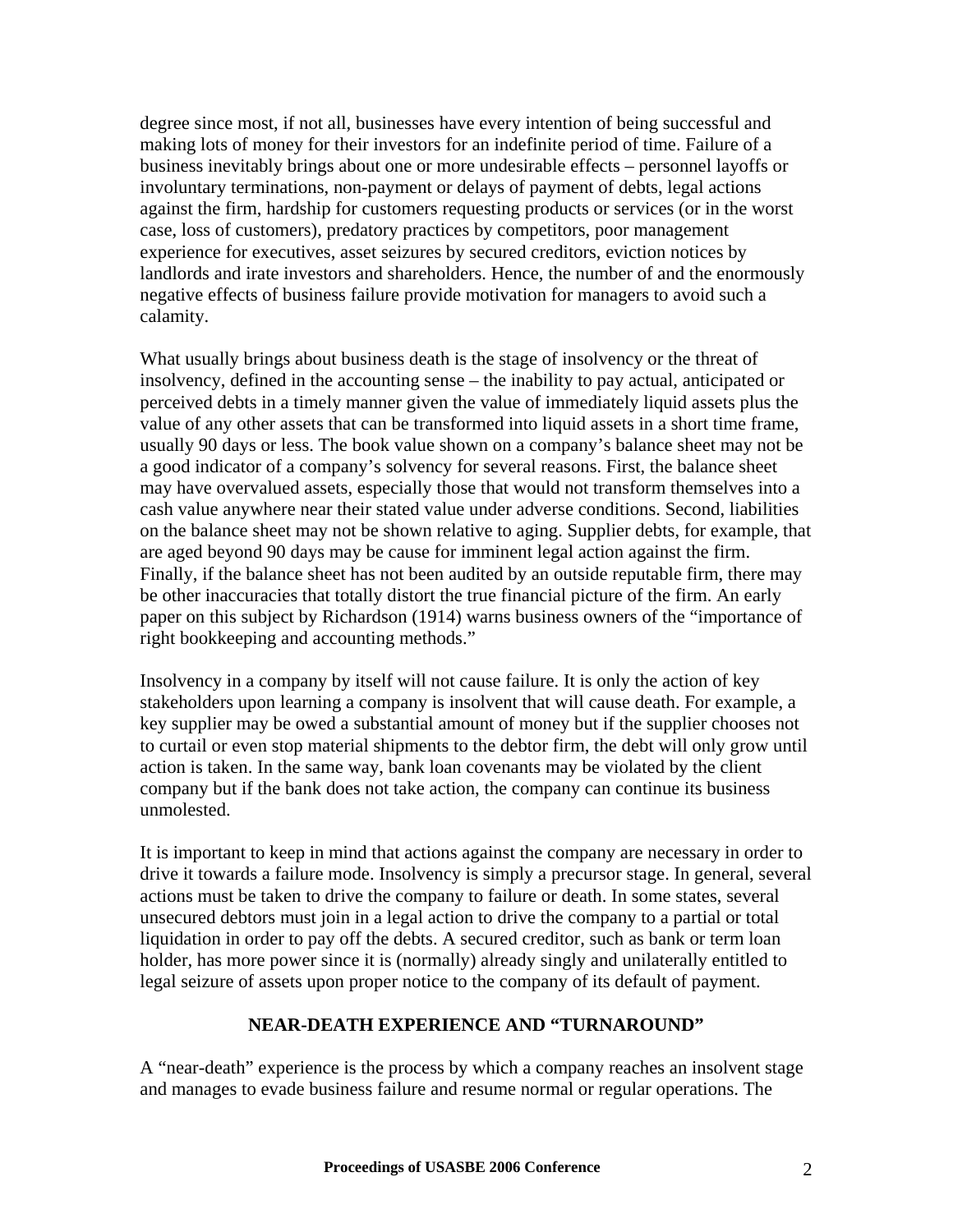degree since most, if not all, businesses have every intention of being successful and making lots of money for their investors for an indefinite period of time. Failure of a business inevitably brings about one or more undesirable effects – personnel layoffs or involuntary terminations, non-payment or delays of payment of debts, legal actions against the firm, hardship for customers requesting products or services (or in the worst case, loss of customers), predatory practices by competitors, poor management experience for executives, asset seizures by secured creditors, eviction notices by landlords and irate investors and shareholders. Hence, the number of and the enormously negative effects of business failure provide motivation for managers to avoid such a calamity.

What usually brings about business death is the stage of insolvency or the threat of insolvency, defined in the accounting sense – the inability to pay actual, anticipated or perceived debts in a timely manner given the value of immediately liquid assets plus the value of any other assets that can be transformed into liquid assets in a short time frame, usually 90 days or less. The book value shown on a company's balance sheet may not be a good indicator of a company's solvency for several reasons. First, the balance sheet may have overvalued assets, especially those that would not transform themselves into a cash value anywhere near their stated value under adverse conditions. Second, liabilities on the balance sheet may not be shown relative to aging. Supplier debts, for example, that are aged beyond 90 days may be cause for imminent legal action against the firm. Finally, if the balance sheet has not been audited by an outside reputable firm, there may be other inaccuracies that totally distort the true financial picture of the firm. An early paper on this subject by Richardson (1914) warns business owners of the "importance of right bookkeeping and accounting methods."

Insolvency in a company by itself will not cause failure. It is only the action of key stakeholders upon learning a company is insolvent that will cause death. For example, a key supplier may be owed a substantial amount of money but if the supplier chooses not to curtail or even stop material shipments to the debtor firm, the debt will only grow until action is taken. In the same way, bank loan covenants may be violated by the client company but if the bank does not take action, the company can continue its business unmolested.

It is important to keep in mind that actions against the company are necessary in order to drive it towards a failure mode. Insolvency is simply a precursor stage. In general, several actions must be taken to drive the company to failure or death. In some states, several unsecured debtors must join in a legal action to drive the company to a partial or total liquidation in order to pay off the debts. A secured creditor, such as bank or term loan holder, has more power since it is (normally) already singly and unilaterally entitled to legal seizure of assets upon proper notice to the company of its default of payment.

## NEAR-DEATH EXPERIENCE AND "TURNAROUND"

A "near-death" experience is the process by which a company reaches an insolvent stage and manages to evade business failure and resume normal or regular operations. The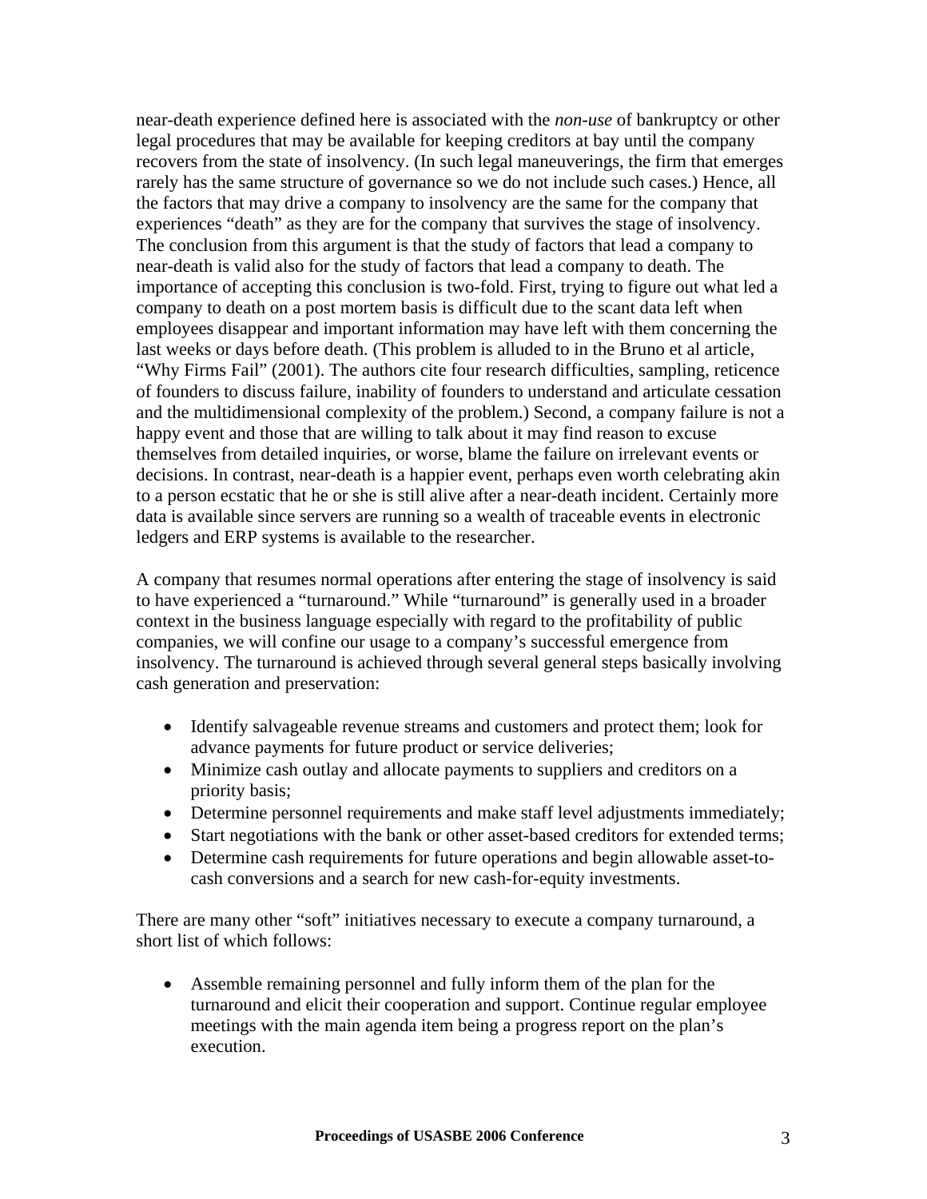near-death experience defined here is associated with the *non-use* of bankruptcy or other legal procedures that may be available for keeping creditors at bay until the company recovers from the state of insolvency. (In such legal maneuverings, the firm that emerges rarely has the same structure of governance so we do not include such cases.) Hence, all the factors that may drive a company to insolvency are the same for the company that experiences "death" as they are for the company that survives the stage of insolvency. The conclusion from this argument is that the study of factors that lead a company to near-death is valid also for the study of factors that lead a company to death. The importance of accepting this conclusion is two-fold. First, trying to figure out what led a company to death on a post mortem basis is difficult due to the scant data left when employees disappear and important information may have left with them concerning the last weeks or days before death. (This problem is alluded to in the Bruno et al article, "Why Firms Fail" (2001). The authors cite four research difficulties, sampling, reticence of founders to discuss failure, inability of founders to understand and articulate cessation and the multidimensional complexity of the problem.) Second, a company failure is not a happy event and those that are willing to talk about it may find reason to excuse themselves from detailed inquiries, or worse, blame the failure on irrelevant events or decisions. In contrast, near-death is a happier event, perhaps even worth celebrating akin to a person ecstatic that he or she is still alive after a near-death incident. Certainly more data is available since servers are running so a wealth of traceable events in electronic ledgers and ERP systems is available to the researcher.

A company that resumes normal operations after entering the stage of insolvency is said to have experienced a "turnaround." While "turnaround" is generally used in a broader context in the business language especially with regard to the profitability of public companies, we will confine our usage to a company's successful emergence from insolvency. The turnaround is achieved through several general steps basically involving cash generation and preservation:

- Identify salvageable revenue streams and customers and protect them; look for advance payments for future product or service deliveries;
- Minimize cash outlay and allocate payments to suppliers and creditors on a priority basis;
- Determine personnel requirements and make staff level adjustments immediately;
- Start negotiations with the bank or other asset-based creditors for extended terms;
- Determine cash requirements for future operations and begin allowable asset-to-cash conversions and a search for new cash-for-equity investments.

There are many other "soft" initiatives necessary to execute a company turnaround, a short list of which follows:

- Assemble remaining personnel and fully inform them of the plan for the turnaround and elicit their cooperation and support. Continue regular employee meetings with the main agenda item being a progress report on the plan's execution.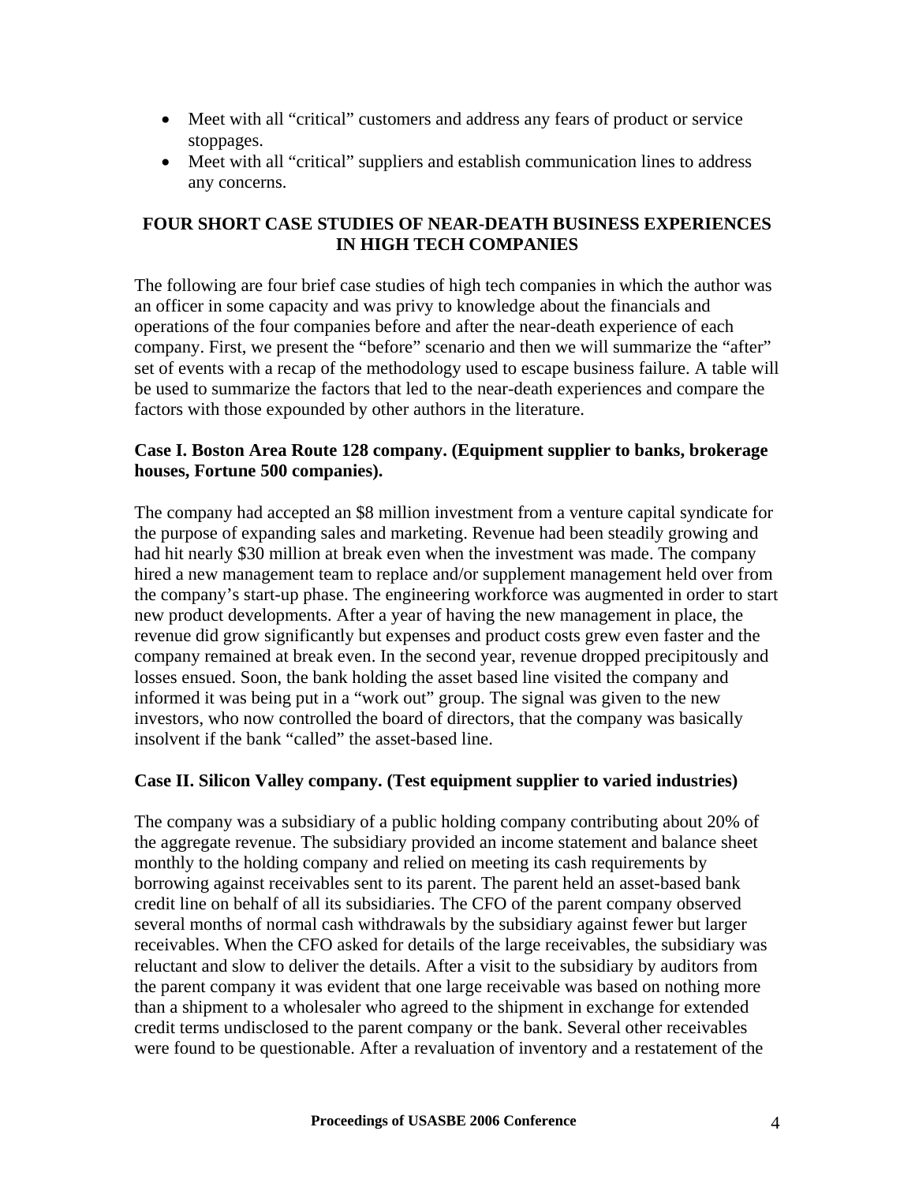- Meet with all "critical" customers and address any fears of product or service stoppages.
- Meet with all "critical" suppliers and establish communication lines to address any concerns.

## FOUR SHORT CASE STUDIES OF NEAR-DEATH BUSINESS EXPERIENCES IN HIGH TECH COMPANIES

The following are four brief case studies of high tech companies in which the author was an officer in some capacity and was privy to knowledge about the financials and operations of the four companies before and after the near-death experience of each company. First, we present the "before" scenario and then we will summarize the "after" set of events with a recap of the methodology used to escape business failure. A table will be used to summarize the factors that led to the near-death experiences and compare the factors with those expounded by other authors in the literature.

### Case I. Boston Area Route 128 company. (Equipment supplier to banks, brokerage houses, Fortune 500 companies).

The company had accepted an $8 million investment from a venture capital syndicate for the purpose of expanding sales and marketing. Revenue had been steadily growing and had hit nearly $30 million at break even when the investment was made. The company hired a new management team to replace and/or supplement management held over from the company's start-up phase. The engineering workforce was augmented in order to start new product developments. After a year of having the new management in place, the revenue did grow significantly but expenses and product costs grew even faster and the company remained at break even. In the second year, revenue dropped precipitously and losses ensued. Soon, the bank holding the asset based line visited the company and informed it was being put in a "work out" group. The signal was given to the new investors, who now controlled the board of directors, that the company was basically insolvent if the bank "called" the asset-based line.

### Case II. Silicon Valley company. (Test equipment supplier to varied industries)

The company was a subsidiary of a public holding company contributing about 20% of the aggregate revenue. The subsidiary provided an income statement and balance sheet monthly to the holding company and relied on meeting its cash requirements by borrowing against receivables sent to its parent. The parent held an asset-based bank credit line on behalf of all its subsidiaries. The CFO of the parent company observed several months of normal cash withdrawals by the subsidiary against fewer but larger receivables. When the CFO asked for details of the large receivables, the subsidiary was reluctant and slow to deliver the details. After a visit to the subsidiary by auditors from the parent company it was evident that one large receivable was based on nothing more than a shipment to a wholesaler who agreed to the shipment in exchange for extended credit terms undisclosed to the parent company or the bank. Several other receivables were found to be questionable. After a revaluation of inventory and a restatement of the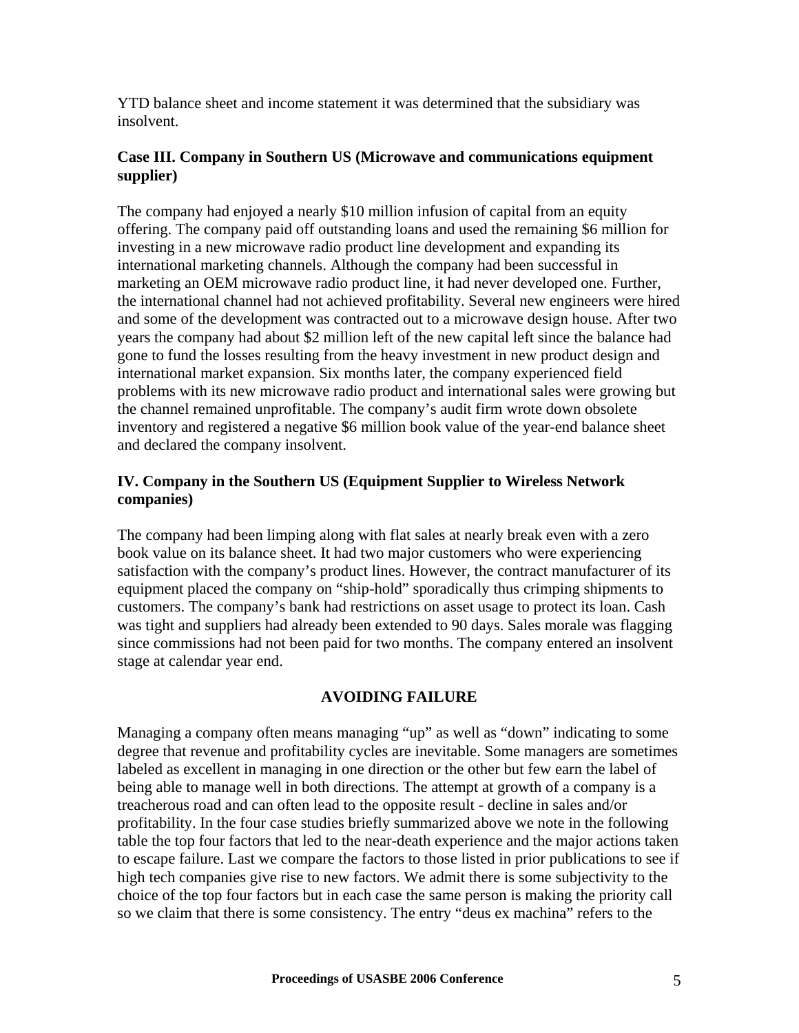YTD balance sheet and income statement it was determined that the subsidiary was insolvent.

### Case III. Company in Southern US (Microwave and communications equipment supplier)

The company had enjoyed a nearly $10 million infusion of capital from an equity offering. The company paid off outstanding loans and used the remaining $6 million for investing in a new microwave radio product line development and expanding its international marketing channels. Although the company had been successful in marketing an OEM microwave radio product line, it had never developed one. Further, the international channel had not achieved profitability. Several new engineers were hired and some of the development was contracted out to a microwave design house. After two years the company had about $2 million left of the new capital left since the balance had gone to fund the losses resulting from the heavy investment in new product design and international market expansion. Six months later, the company experienced field problems with its new microwave radio product and international sales were growing but the channel remained unprofitable. The company's audit firm wrote down obsolete inventory and registered a negative $6 million book value of the year-end balance sheet and declared the company insolvent.

### IV. Company in the Southern US (Equipment Supplier to Wireless Network companies)

The company had been limping along with flat sales at nearly break even with a zero book value on its balance sheet. It had two major customers who were experiencing satisfaction with the company's product lines. However, the contract manufacturer of its equipment placed the company on "ship-hold" sporadically thus crimping shipments to customers. The company's bank had restrictions on asset usage to protect its loan. Cash was tight and suppliers had already been extended to 90 days. Sales morale was flagging since commissions had not been paid for two months. The company entered an insolvent stage at calendar year end.

## AVOIDING FAILURE

Managing a company often means managing "up" as well as "down" indicating to some degree that revenue and profitability cycles are inevitable. Some managers are sometimes labeled as excellent in managing in one direction or the other but few earn the label of being able to manage well in both directions. The attempt at growth of a company is a treacherous road and can often lead to the opposite result - decline in sales and/or profitability. In the four case studies briefly summarized above we note in the following table the top four factors that led to the near-death experience and the major actions taken to escape failure. Last we compare the factors to those listed in prior publications to see if high tech companies give rise to new factors. We admit there is some subjectivity to the choice of the top four factors but in each case the same person is making the priority call so we claim that there is some consistency. The entry "deus ex machina" refers to the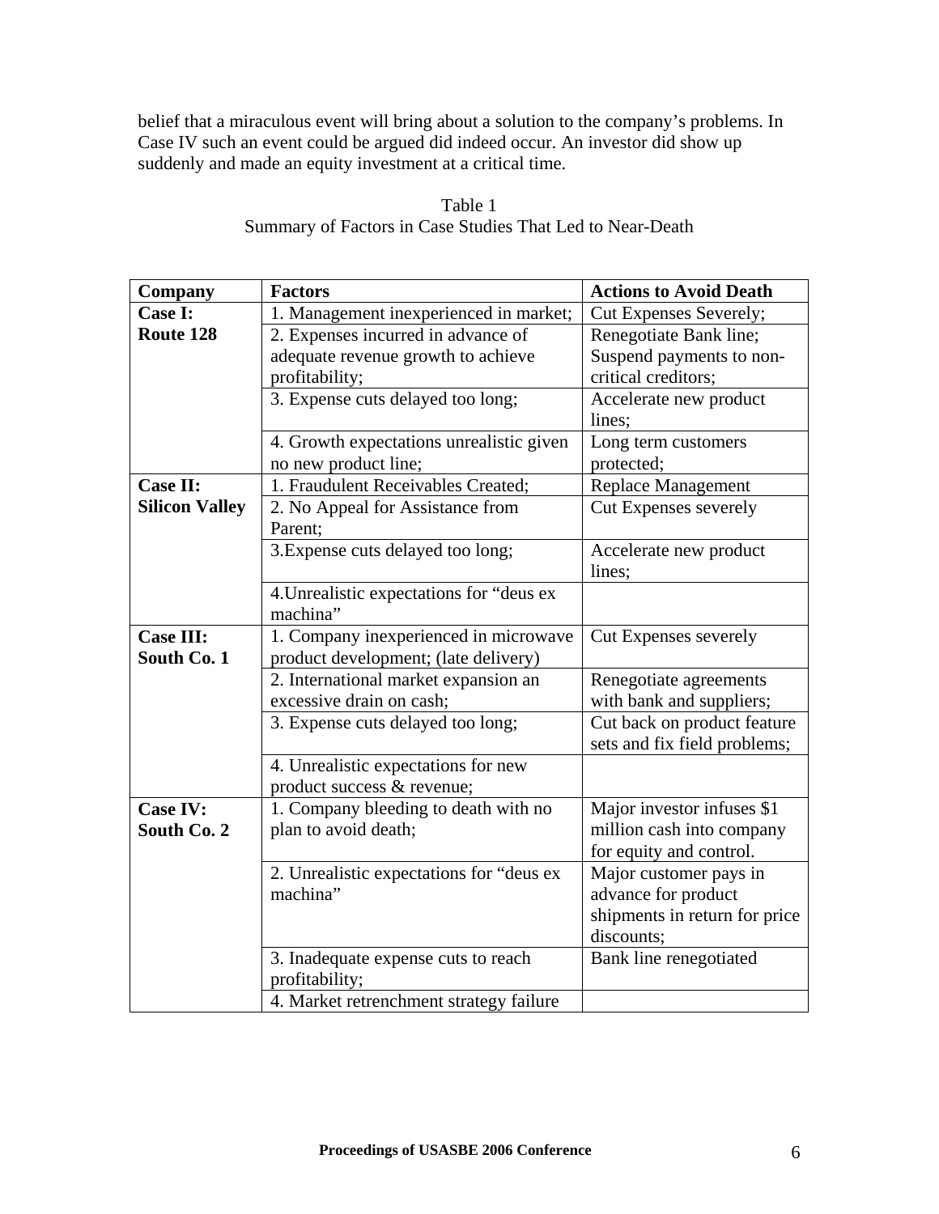belief that a miraculous event will bring about a solution to the company's problems. In Case IV such an event could be argued did indeed occur. An investor did show up suddenly and made an equity investment at a critical time.

Table 1
Summary of Factors in Case Studies That Led to Near-Death

| Company | Factors | Actions to Avoid Death |
|---|---|---|
| **Case I: Route 128** | 1. Management inexperienced in market; | Cut Expenses Severely; |
| | 2. Expenses incurred in advance of adequate revenue growth to achieve profitability; | Renegotiate Bank line; Suspend payments to non-critical creditors; |
| | 3. Expense cuts delayed too long; | Accelerate new product lines; |
| | 4. Growth expectations unrealistic given no new product line; | Long term customers protected; |
| **Case II: Silicon Valley** | 1. Fraudulent Receivables Created; | Replace Management |
| | 2. No Appeal for Assistance from Parent; | Cut Expenses severely |
| | 3.Expense cuts delayed too long; | Accelerate new product lines; |
| | 4.Unrealistic expectations for "deus ex machina" | |
| **Case III: South Co. 1** | 1. Company inexperienced in microwave product development; (late delivery) | Cut Expenses severely |
| | 2. International market expansion an excessive drain on cash; | Renegotiate agreements with bank and suppliers; |
| | 3. Expense cuts delayed too long; | Cut back on product feature sets and fix field problems; |
| | 4. Unrealistic expectations for new product success & revenue; | |
| **Case IV: South Co. 2** | 1. Company bleeding to death with no plan to avoid death; | Major investor infuses $1 million cash into company for equity and control. |
| | 2. Unrealistic expectations for "deus ex machina" | Major customer pays in advance for product shipments in return for price discounts; |
| | 3. Inadequate expense cuts to reach profitability; | Bank line renegotiated |
| | 4. Market retrenchment strategy failure | |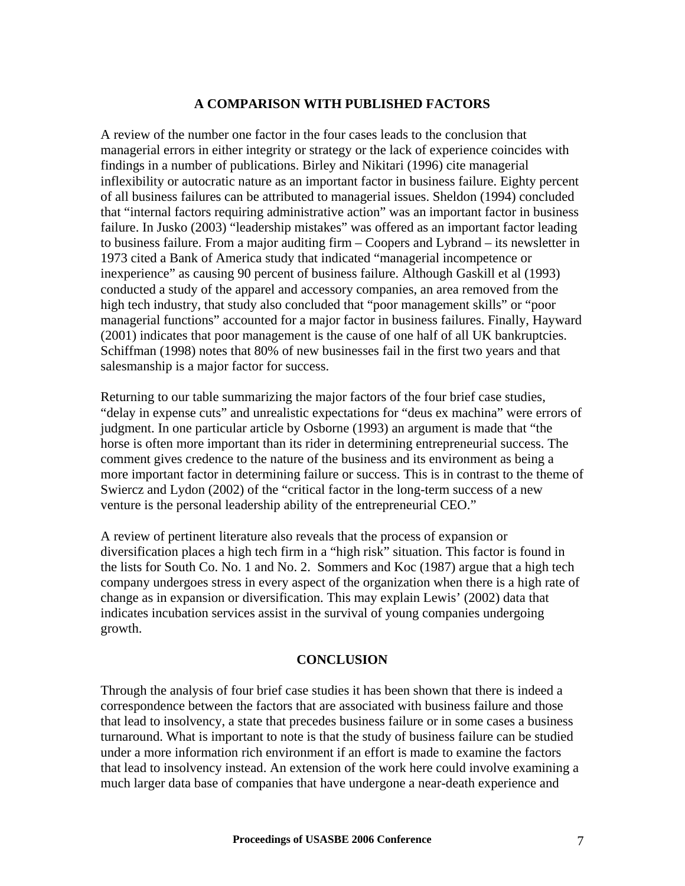## A COMPARISON WITH PUBLISHED FACTORS

A review of the number one factor in the four cases leads to the conclusion that managerial errors in either integrity or strategy or the lack of experience coincides with findings in a number of publications. Birley and Nikitari (1996) cite managerial inflexibility or autocratic nature as an important factor in business failure. Eighty percent of all business failures can be attributed to managerial issues. Sheldon (1994) concluded that "internal factors requiring administrative action" was an important factor in business failure. In Jusko (2003) "leadership mistakes" was offered as an important factor leading to business failure. From a major auditing firm – Coopers and Lybrand – its newsletter in 1973 cited a Bank of America study that indicated "managerial incompetence or inexperience" as causing 90 percent of business failure. Although Gaskill et al (1993) conducted a study of the apparel and accessory companies, an area removed from the high tech industry, that study also concluded that "poor management skills" or "poor managerial functions" accounted for a major factor in business failures. Finally, Hayward (2001) indicates that poor management is the cause of one half of all UK bankruptcies. Schiffman (1998) notes that 80% of new businesses fail in the first two years and that salesmanship is a major factor for success.

Returning to our table summarizing the major factors of the four brief case studies, "delay in expense cuts" and unrealistic expectations for "deus ex machina" were errors of judgment. In one particular article by Osborne (1993) an argument is made that "the horse is often more important than its rider in determining entrepreneurial success. The comment gives credence to the nature of the business and its environment as being a more important factor in determining failure or success. This is in contrast to the theme of Swiercz and Lydon (2002) of the "critical factor in the long-term success of a new venture is the personal leadership ability of the entrepreneurial CEO."

A review of pertinent literature also reveals that the process of expansion or diversification places a high tech firm in a "high risk" situation. This factor is found in the lists for South Co. No. 1 and No. 2. Sommers and Koc (1987) argue that a high tech company undergoes stress in every aspect of the organization when there is a high rate of change as in expansion or diversification. This may explain Lewis' (2002) data that indicates incubation services assist in the survival of young companies undergoing growth.

## CONCLUSION

Through the analysis of four brief case studies it has been shown that there is indeed a correspondence between the factors that are associated with business failure and those that lead to insolvency, a state that precedes business failure or in some cases a business turnaround. What is important to note is that the study of business failure can be studied under a more information rich environment if an effort is made to examine the factors that lead to insolvency instead. An extension of the work here could involve examining a much larger data base of companies that have undergone a near-death experience and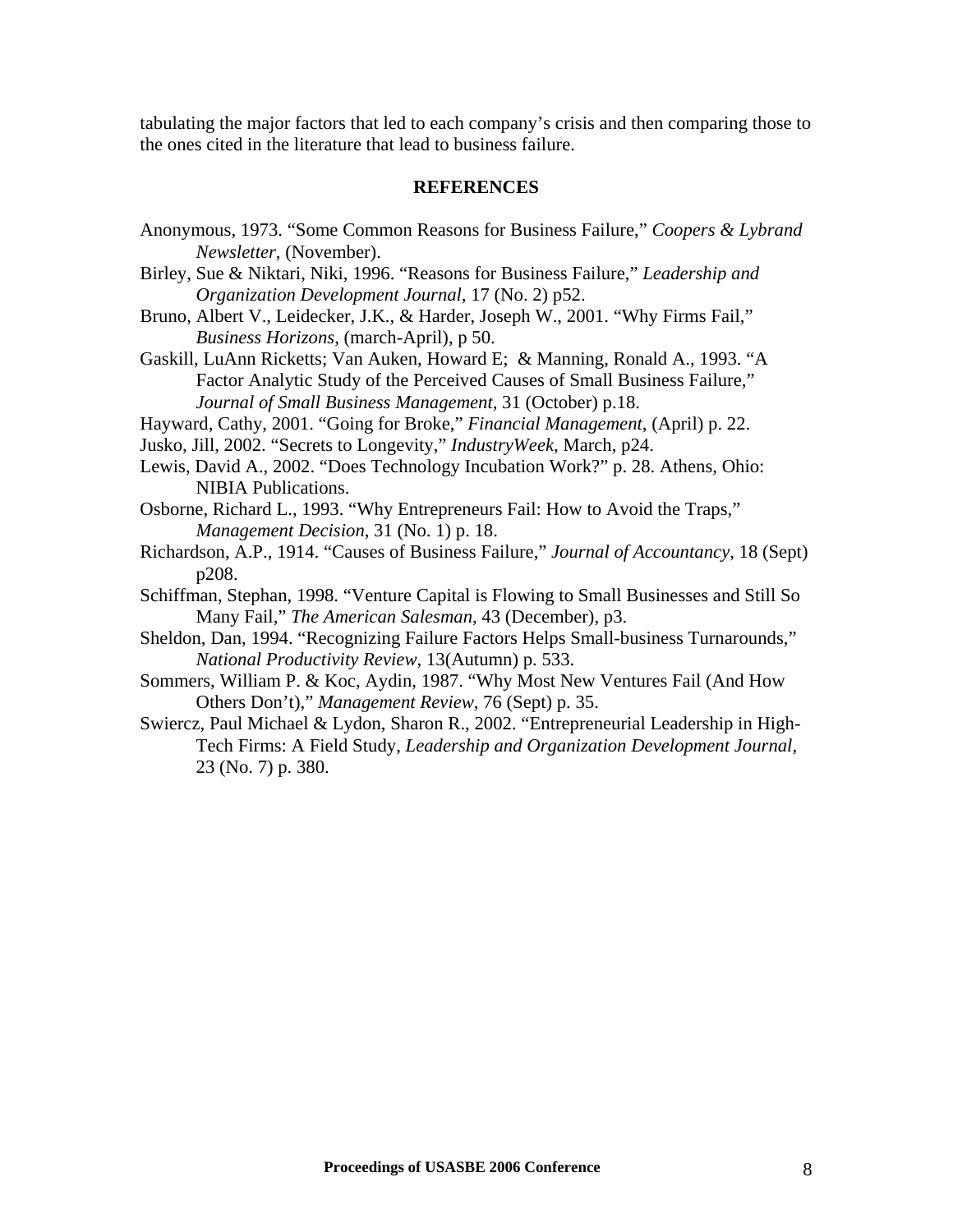tabulating the major factors that led to each company's crisis and then comparing those to the ones cited in the literature that lead to business failure.

## REFERENCES

Anonymous, 1973. "Some Common Reasons for Business Failure," *Coopers & Lybrand Newsletter*, (November).

Birley, Sue & Niktari, Niki, 1996. "Reasons for Business Failure," *Leadership and Organization Development Journal*, 17 (No. 2) p52.

Bruno, Albert V., Leidecker, J.K., & Harder, Joseph W., 2001. "Why Firms Fail," *Business Horizons*, (march-April), p 50.

Gaskill, LuAnn Ricketts; Van Auken, Howard E; & Manning, Ronald A., 1993. "A Factor Analytic Study of the Perceived Causes of Small Business Failure," *Journal of Small Business Management*, 31 (October) p.18.

Hayward, Cathy, 2001. "Going for Broke," *Financial Management*, (April) p. 22.

Jusko, Jill, 2002. "Secrets to Longevity," *IndustryWeek*, March, p24.

Lewis, David A., 2002. "Does Technology Incubation Work?" p. 28. Athens, Ohio: NIBIA Publications.

Osborne, Richard L., 1993. "Why Entrepreneurs Fail: How to Avoid the Traps," *Management Decision*, 31 (No. 1) p. 18.

Richardson, A.P., 1914. "Causes of Business Failure," *Journal of Accountancy*, 18 (Sept) p208.

Schiffman, Stephan, 1998. "Venture Capital is Flowing to Small Businesses and Still So Many Fail," *The American Salesman*, 43 (December), p3.

Sheldon, Dan, 1994. "Recognizing Failure Factors Helps Small-business Turnarounds," *National Productivity Review*, 13(Autumn) p. 533.

Sommers, William P. & Koc, Aydin, 1987. "Why Most New Ventures Fail (And How Others Don't)," *Management Review*, 76 (Sept) p. 35.

Swiercz, Paul Michael & Lydon, Sharon R., 2002. "Entrepreneurial Leadership in High-Tech Firms: A Field Study, *Leadership and Organization Development Journal*, 23 (No. 7) p. 380.